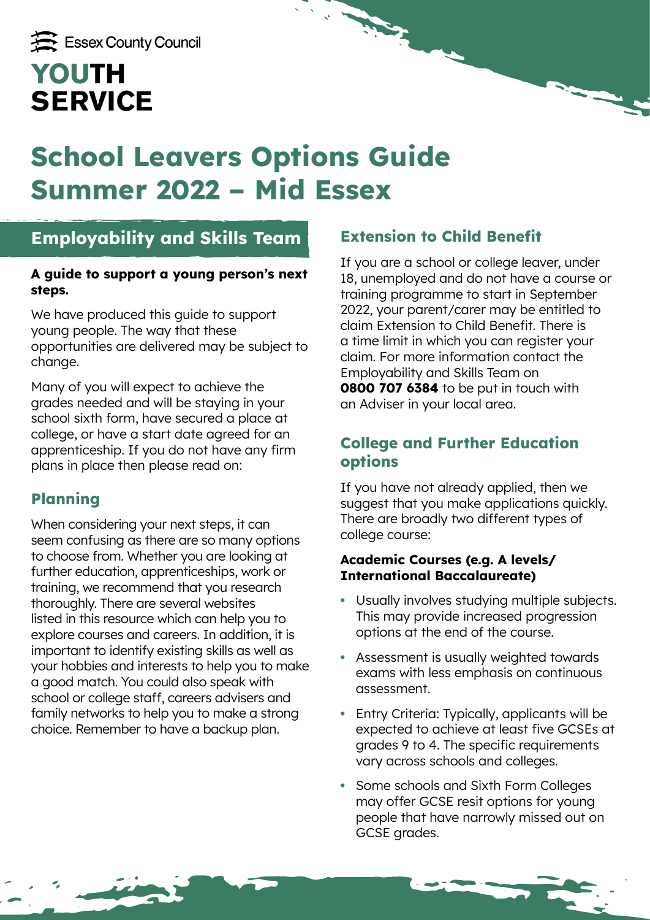Essex County Council

# YOUTH SERVICE

# School Leavers Options Guide Summer 2022 – Mid Essex

## Employability and Skills Team

**A guide to support a young person's next steps.**

We have produced this guide to support young people. The way that these opportunities are delivered may be subject to change.

Many of you will expect to achieve the grades needed and will be staying in your school sixth form, have secured a place at college, or have a start date agreed for an apprenticeship. If you do not have any firm plans in place then please read on:

### Planning

When considering your next steps, it can seem confusing as there are so many options to choose from. Whether you are looking at further education, apprenticeships, work or training, we recommend that you research thoroughly. There are several websites listed in this resource which can help you to explore courses and careers. In addition, it is important to identify existing skills as well as your hobbies and interests to help you to make a good match. You could also speak with school or college staff, careers advisers and family networks to help you to make a strong choice. Remember to have a backup plan.

### Extension to Child Benefit

If you are a school or college leaver, under 18, unemployed and do not have a course or training programme to start in September 2022, your parent/carer may be entitled to claim Extension to Child Benefit. There is a time limit in which you can register your claim. For more information contact the Employability and Skills Team on **0800 707 6384** to be put in touch with an Adviser in your local area.

### College and Further Education options

If you have not already applied, then we suggest that you make applications quickly. There are broadly two different types of college course:

**Academic Courses (e.g. A levels/ International Baccalaureate)**

- Usually involves studying multiple subjects. This may provide increased progression options at the end of the course.
- Assessment is usually weighted towards exams with less emphasis on continuous assessment.
- Entry Criteria: Typically, applicants will be expected to achieve at least five GCSEs at grades 9 to 4. The specific requirements vary across schools and colleges.
- Some schools and Sixth Form Colleges may offer GCSE resit options for young people that have narrowly missed out on GCSE grades.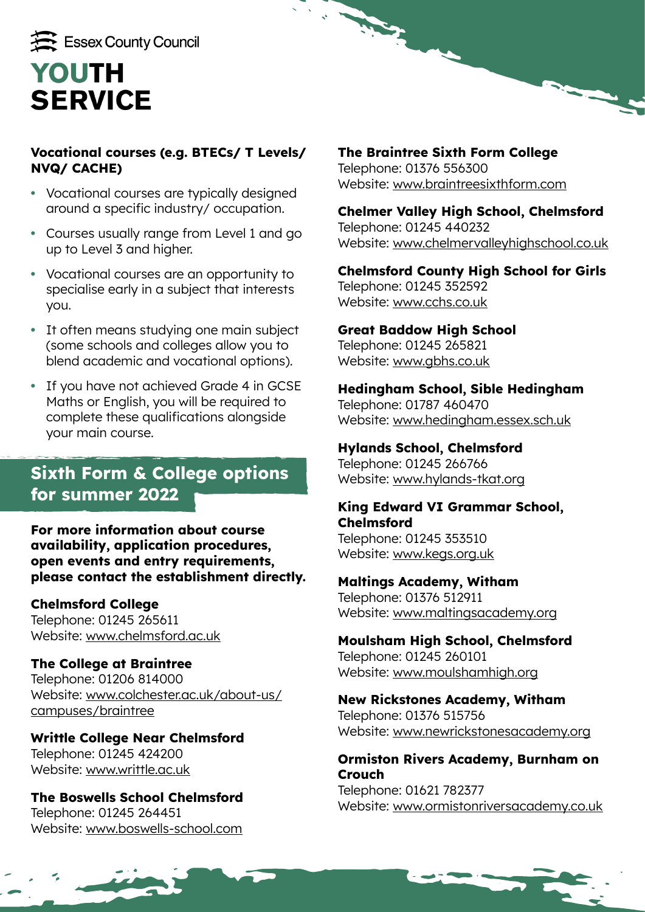Essex County Council

# YOUTH SERVICE

### Vocational courses (e.g. BTECs/ T Levels/ NVQ/ CACHE)

- Vocational courses are typically designed around a specific industry/ occupation.
- Courses usually range from Level 1 and go up to Level 3 and higher.
- Vocational courses are an opportunity to specialise early in a subject that interests you.
- It often means studying one main subject (some schools and colleges allow you to blend academic and vocational options).
- If you have not achieved Grade 4 in GCSE Maths or English, you will be required to complete these qualifications alongside your main course.

## Sixth Form & College options for summer 2022

**For more information about course availability, application procedures, open events and entry requirements, please contact the establishment directly.**

**Chelmsford College**
Telephone: 01245 265611
Website: www.chelmsford.ac.uk

**The College at Braintree**
Telephone: 01206 814000
Website: www.colchester.ac.uk/about-us/campuses/braintree

**Writtle College Near Chelmsford**
Telephone: 01245 424200
Website: www.writtle.ac.uk

**The Boswells School Chelmsford**
Telephone: 01245 264451
Website: www.boswells-school.com

**The Braintree Sixth Form College**
Telephone: 01376 556300
Website: www.braintreesixthform.com

**Chelmer Valley High School, Chelmsford**
Telephone: 01245 440232
Website: www.chelmervalleyhighschool.co.uk

**Chelmsford County High School for Girls**
Telephone: 01245 352592
Website: www.cchs.co.uk

**Great Baddow High School**
Telephone: 01245 265821
Website: www.gbhs.co.uk

**Hedingham School, Sible Hedingham**
Telephone: 01787 460470
Website: www.hedingham.essex.sch.uk

**Hylands School, Chelmsford**
Telephone: 01245 266766
Website: www.hylands-tkat.org

**King Edward VI Grammar School, Chelmsford**
Telephone: 01245 353510
Website: www.kegs.org.uk

**Maltings Academy, Witham**
Telephone: 01376 512911
Website: www.maltingsacademy.org

**Moulsham High School, Chelmsford**
Telephone: 01245 260101
Website: www.moulshamhigh.org

**New Rickstones Academy, Witham**
Telephone: 01376 515756
Website: www.newrickstonesacademy.org

**Ormiston Rivers Academy, Burnham on Crouch**
Telephone: 01621 782377
Website: www.ormistonriversacademy.co.uk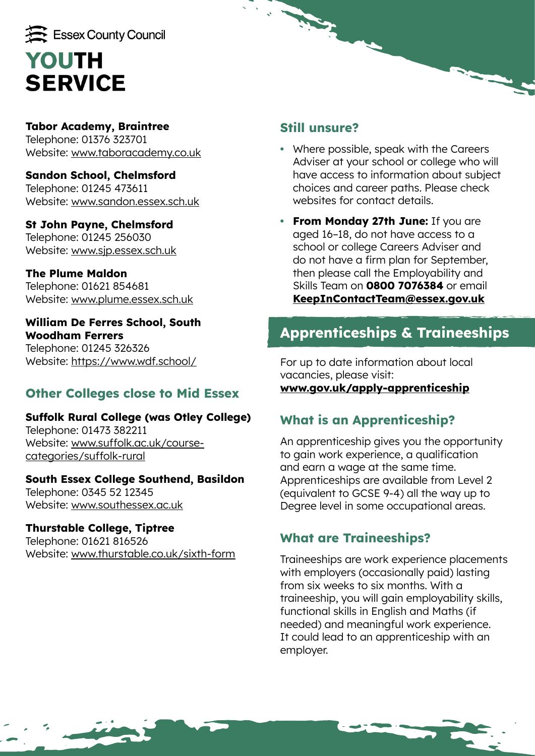Essex County Council

# YOUTH SERVICE

**Tabor Academy, Braintree**
Telephone: 01376 323701
Website: www.taboracademy.co.uk

**Sandon School, Chelmsford**
Telephone: 01245 473611
Website: www.sandon.essex.sch.uk

**St John Payne, Chelmsford**
Telephone: 01245 256030
Website: www.sjp.essex.sch.uk

**The Plume Maldon**
Telephone: 01621 854681
Website: www.plume.essex.sch.uk

**William De Ferres School, South Woodham Ferrers**
Telephone: 01245 326326
Website: https://www.wdf.school/

## Other Colleges close to Mid Essex

**Suffolk Rural College (was Otley College)**
Telephone: 01473 382211
Website: www.suffolk.ac.uk/course-categories/suffolk-rural

**South Essex College Southend, Basildon**
Telephone: 0345 52 12345
Website: www.southessex.ac.uk

**Thurstable College, Tiptree**
Telephone: 01621 816526
Website: www.thurstable.co.uk/sixth-form

## Still unsure?

- Where possible, speak with the Careers Adviser at your school or college who will have access to information about subject choices and career paths. Please check websites for contact details.
- **From Monday 27th June:** If you are aged 16–18, do not have access to a school or college Careers Adviser and do not have a firm plan for September, then please call the Employability and Skills Team on **0800 7076384** or email **KeepInContactTeam@essex.gov.uk**

## Apprenticeships & Traineeships

For up to date information about local vacancies, please visit:
**www.gov.uk/apply-apprenticeship**

### What is an Apprenticeship?

An apprenticeship gives you the opportunity to gain work experience, a qualification and earn a wage at the same time. Apprenticeships are available from Level 2 (equivalent to GCSE 9-4) all the way up to Degree level in some occupational areas.

### What are Traineeships?

Traineeships are work experience placements with employers (occasionally paid) lasting from six weeks to six months. With a traineeship, you will gain employability skills, functional skills in English and Maths (if needed) and meaningful work experience. It could lead to an apprenticeship with an employer.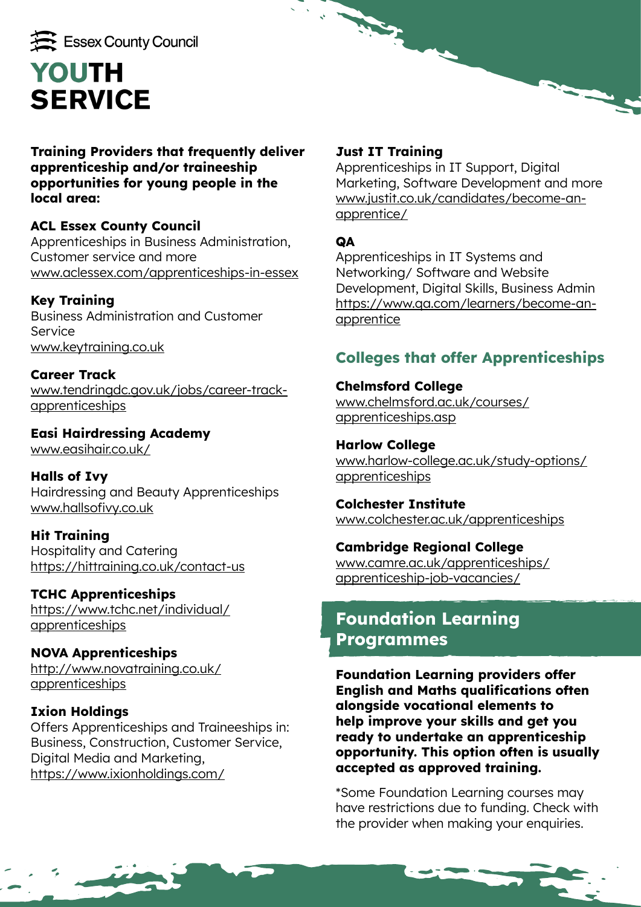Essex County Council

# YOUTH SERVICE

**Training Providers that frequently deliver apprenticeship and/or traineeship opportunities for young people in the local area:**

**ACL Essex County Council**
Apprenticeships in Business Administration, Customer service and more
www.aclessex.com/apprenticeships-in-essex

**Key Training**
Business Administration and Customer Service
www.keytraining.co.uk

**Career Track**
www.tendringdc.gov.uk/jobs/career-track-apprenticeships

**Easi Hairdressing Academy**
www.easihair.co.uk/

**Halls of Ivy**
Hairdressing and Beauty Apprenticeships
www.hallsofivy.co.uk

**Hit Training**
Hospitality and Catering
https://hittraining.co.uk/contact-us

**TCHC Apprenticeships**
https://www.tchc.net/individual/apprenticeships

**NOVA Apprenticeships**
http://www.novatraining.co.uk/apprenticeships

**Ixion Holdings**
Offers Apprenticeships and Traineeships in: Business, Construction, Customer Service, Digital Media and Marketing,
https://www.ixionholdings.com/

**Just IT Training**
Apprenticeships in IT Support, Digital Marketing, Software Development and more
www.justit.co.uk/candidates/become-an-apprentice/

**QA**
Apprenticeships in IT Systems and Networking/ Software and Website Development, Digital Skills, Business Admin
https://www.qa.com/learners/become-an-apprentice

## Colleges that offer Apprenticeships

**Chelmsford College**
www.chelmsford.ac.uk/courses/apprenticeships.asp

**Harlow College**
www.harlow-college.ac.uk/study-options/apprenticeships

**Colchester Institute**
www.colchester.ac.uk/apprenticeships

**Cambridge Regional College**
www.camre.ac.uk/apprenticeships/apprenticeship-job-vacancies/

## Foundation Learning Programmes

**Foundation Learning providers offer English and Maths qualifications often alongside vocational elements to help improve your skills and get you ready to undertake an apprenticeship opportunity. This option often is usually accepted as approved training.**

*Some Foundation Learning courses may have restrictions due to funding. Check with the provider when making your enquiries.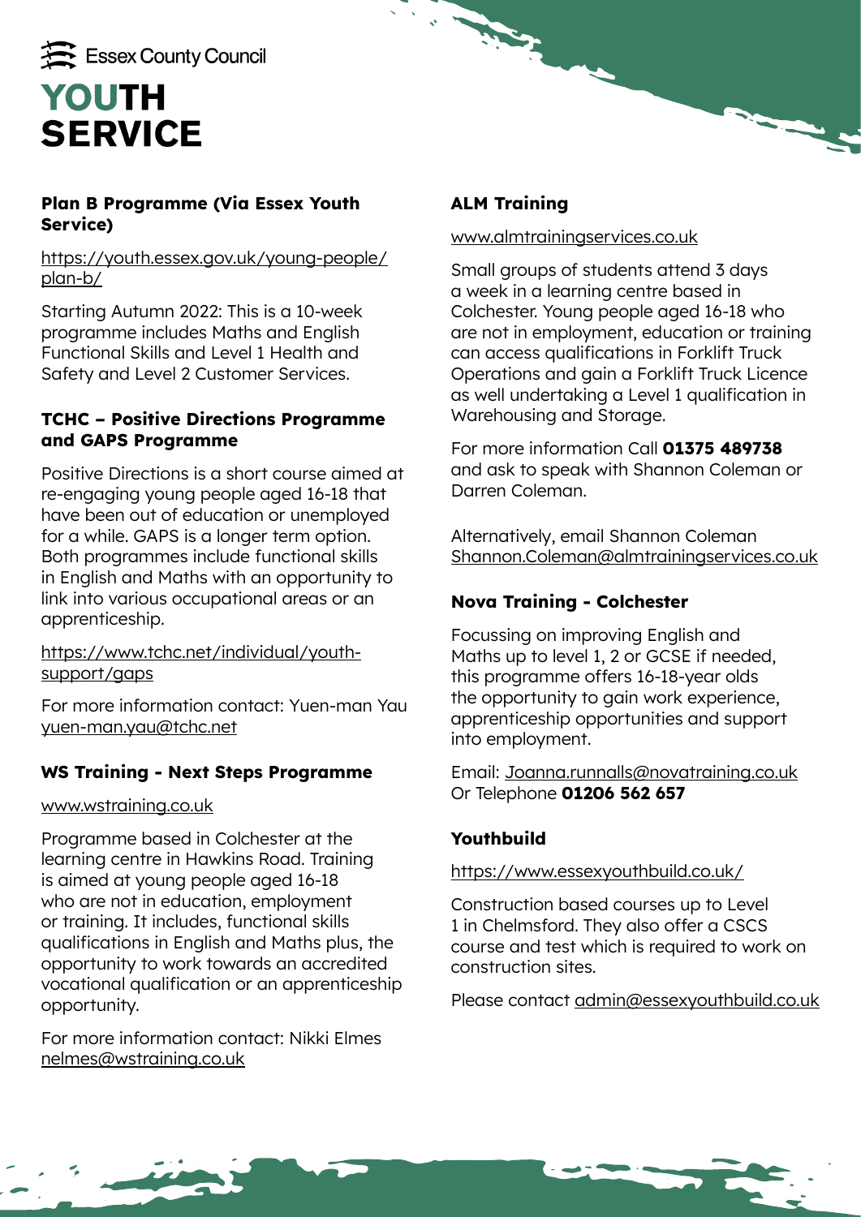Essex County Council

# YOUTH SERVICE

### Plan B Programme (Via Essex Youth Service)

https://youth.essex.gov.uk/young-people/plan-b/

Starting Autumn 2022: This is a 10-week programme includes Maths and English Functional Skills and Level 1 Health and Safety and Level 2 Customer Services.

### TCHC – Positive Directions Programme and GAPS Programme

Positive Directions is a short course aimed at re-engaging young people aged 16-18 that have been out of education or unemployed for a while. GAPS is a longer term option. Both programmes include functional skills in English and Maths with an opportunity to link into various occupational areas or an apprenticeship.

https://www.tchc.net/individual/youth-support/gaps

For more information contact: Yuen-man Yau
yuen-man.yau@tchc.net

### WS Training - Next Steps Programme

www.wstraining.co.uk

Programme based in Colchester at the learning centre in Hawkins Road. Training is aimed at young people aged 16-18 who are not in education, employment or training. It includes, functional skills qualifications in English and Maths plus, the opportunity to work towards an accredited vocational qualification or an apprenticeship opportunity.

For more information contact: Nikki Elmes
nelmes@wstraining.co.uk

### ALM Training

www.almtrainingservices.co.uk

Small groups of students attend 3 days a week in a learning centre based in Colchester. Young people aged 16-18 who are not in employment, education or training can access qualifications in Forklift Truck Operations and gain a Forklift Truck Licence as well undertaking a Level 1 qualification in Warehousing and Storage.

For more information Call **01375 489738** and ask to speak with Shannon Coleman or Darren Coleman.

Alternatively, email Shannon Coleman
Shannon.Coleman@almtrainingservices.co.uk

### Nova Training - Colchester

Focussing on improving English and Maths up to level 1, 2 or GCSE if needed, this programme offers 16-18-year olds the opportunity to gain work experience, apprenticeship opportunities and support into employment.

Email: Joanna.runnalls@novatraining.co.uk
Or Telephone **01206 562 657**

### Youthbuild

https://www.essexyouthbuild.co.uk/

Construction based courses up to Level 1 in Chelmsford. They also offer a CSCS course and test which is required to work on construction sites.

Please contact admin@essexyouthbuild.co.uk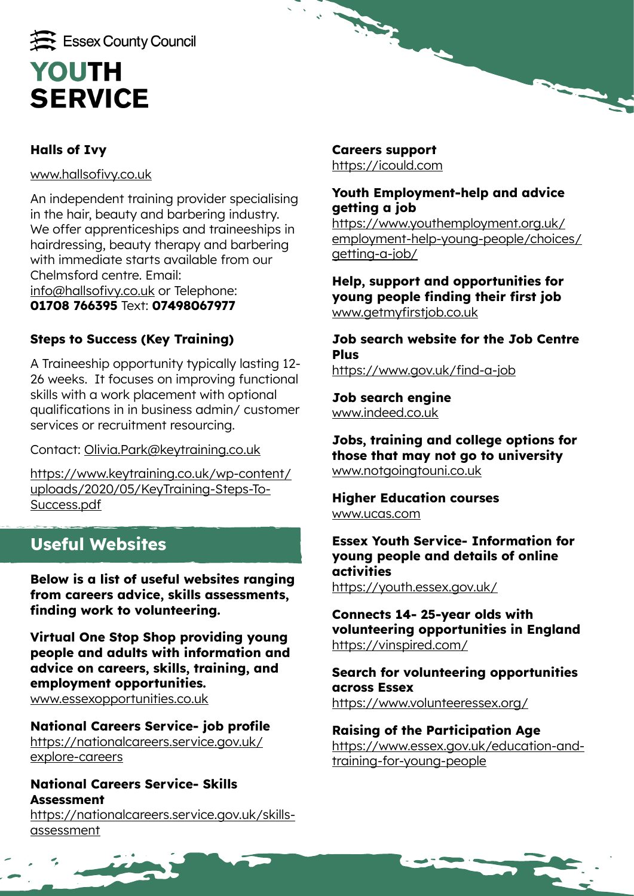Essex County Council

# YOUTH SERVICE

### Halls of Ivy

www.hallsofivy.co.uk

An independent training provider specialising in the hair, beauty and barbering industry. We offer apprenticeships and traineeships in hairdressing, beauty therapy and barbering with immediate starts available from our Chelmsford centre. Email: info@hallsofivy.co.uk or Telephone: **01708 766395** Text: **07498067977**

### Steps to Success (Key Training)

A Traineeship opportunity typically lasting 12-26 weeks. It focuses on improving functional skills with a work placement with optional qualifications in in business admin/ customer services or recruitment resourcing.

Contact: Olivia.Park@keytraining.co.uk

https://www.keytraining.co.uk/wp-content/uploads/2020/05/KeyTraining-Steps-To-Success.pdf

## Useful Websites

**Below is a list of useful websites ranging from careers advice, skills assessments, finding work to volunteering.**

**Virtual One Stop Shop providing young people and adults with information and advice on careers, skills, training, and employment opportunities.**
www.essexopportunities.co.uk

**National Careers Service- job profile**
https://nationalcareers.service.gov.uk/explore-careers

**National Careers Service- Skills Assessment**
https://nationalcareers.service.gov.uk/skills-assessment

**Careers support**
https://icould.com

**Youth Employment-help and advice getting a job**
https://www.youthemployment.org.uk/employment-help-young-people/choices/getting-a-job/

**Help, support and opportunities for young people finding their first job**
www.getmyfirstjob.co.uk

**Job search website for the Job Centre Plus**
https://www.gov.uk/find-a-job

**Job search engine**
www.indeed.co.uk

**Jobs, training and college options for those that may not go to university**
www.notgoingtouni.co.uk

**Higher Education courses**
www.ucas.com

**Essex Youth Service- Information for young people and details of online activities**
https://youth.essex.gov.uk/

**Connects 14- 25-year olds with volunteering opportunities in England**
https://vinspired.com/

**Search for volunteering opportunities across Essex**
https://www.volunteeressex.org/

**Raising of the Participation Age**
https://www.essex.gov.uk/education-and-training-for-young-people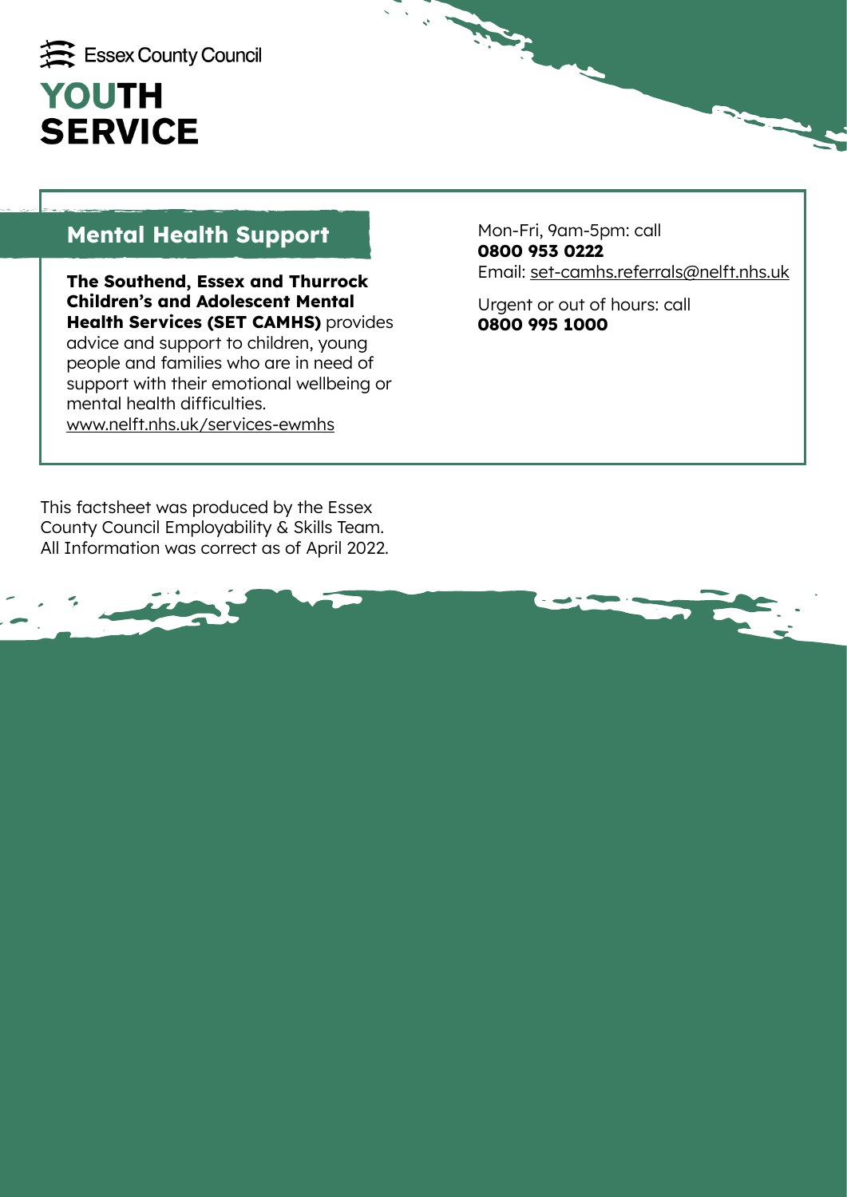Essex County Council

# YOUTH SERVICE

## Mental Health Support

**The Southend, Essex and Thurrock Children's and Adolescent Mental Health Services (SET CAMHS)** provides advice and support to children, young people and families who are in need of support with their emotional wellbeing or mental health difficulties.
www.nelft.nhs.uk/services-ewmhs

Mon-Fri, 9am-5pm: call
**0800 953 0222**
Email: set-camhs.referrals@nelft.nhs.uk

Urgent or out of hours: call
**0800 995 1000**

This factsheet was produced by the Essex County Council Employability & Skills Team. All Information was correct as of April 2022.